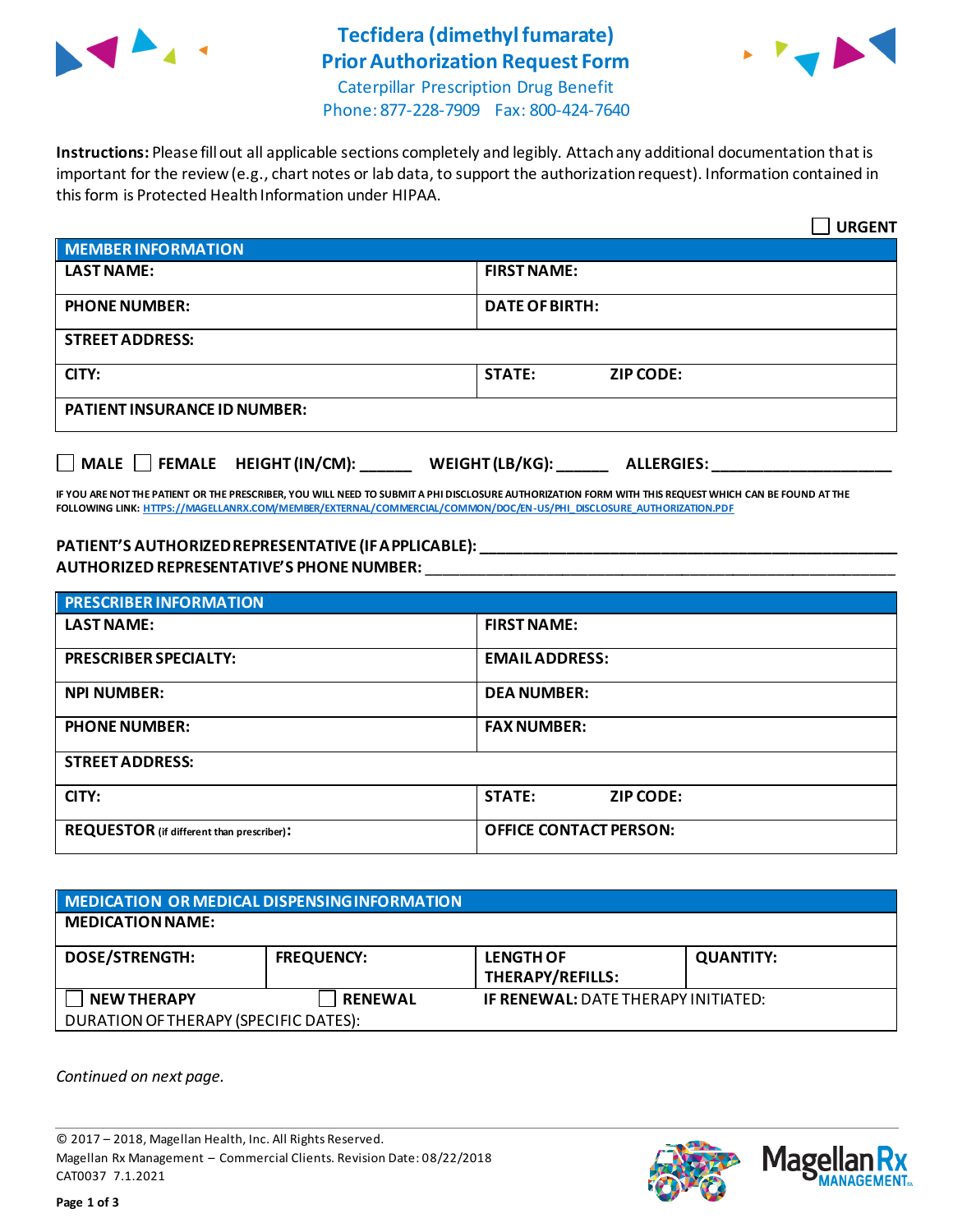# Tecfidera (dimethyl fumarate) Prior Authorization Request Form

Caterpillar Prescription Drug Benefit
Phone: 877-228-7909 Fax: 800-424-7640

**Instructions:** Please fill out all applicable sections completely and legibly. Attach any additional documentation that is important for the review (e.g., chart notes or lab data, to support the authorization request). Information contained in this form is Protected Health Information under HIPAA.

☐ **URGENT**

| MEMBER INFORMATION | |
|---|---|
| **LAST NAME:** | **FIRST NAME:** |
| **PHONE NUMBER:** | **DATE OF BIRTH:** |
| **STREET ADDRESS:** | |
| **CITY:** | **STATE:** **ZIP CODE:** |
| **PATIENT INSURANCE ID NUMBER:** | |

☐ **MALE** ☐ **FEMALE** **HEIGHT (IN/CM):** ______ **WEIGHT (LB/KG):** ______ **ALLERGIES:** ____________________

**IF YOU ARE NOT THE PATIENT OR THE PRESCRIBER, YOU WILL NEED TO SUBMIT A PHI DISCLOSURE AUTHORIZATION FORM WITH THIS REQUEST WHICH CAN BE FOUND AT THE FOLLOWING LINK:** HTTPS://MAGELLANRX.COM/MEMBER/EXTERNAL/COMMERCIAL/COMMON/DOC/EN-US/PHI_DISCLOSURE_AUTHORIZATION.PDF

**PATIENT'S AUTHORIZED REPRESENTATIVE (IF APPLICABLE):** ____________________________________________

**AUTHORIZED REPRESENTATIVE'S PHONE NUMBER:** ____________________________________________

| PRESCRIBER INFORMATION | |
|---|---|
| **LAST NAME:** | **FIRST NAME:** |
| **PRESCRIBER SPECIALTY:** | **EMAIL ADDRESS:** |
| **NPI NUMBER:** | **DEA NUMBER:** |
| **PHONE NUMBER:** | **FAX NUMBER:** |
| **STREET ADDRESS:** | |
| **CITY:** | **STATE:** **ZIP CODE:** |
| **REQUESTOR** (if different than prescriber)**:** | **OFFICE CONTACT PERSON:** |

| MEDICATION OR MEDICAL DISPENSING INFORMATION | | | |
|---|---|---|---|
| **MEDICATION NAME:** | | | |
| **DOSE/STRENGTH:** | **FREQUENCY:** | **LENGTH OF THERAPY/REFILLS:** | **QUANTITY:** |
| ☐ **NEW THERAPY** | ☐ **RENEWAL** | **IF RENEWAL:** DATE THERAPY INITIATED: | |
| DURATION OF THERAPY (SPECIFIC DATES): | | | |

*Continued on next page.*

© 2017 – 2018, Magellan Health, Inc. All Rights Reserved.
Magellan Rx Management – Commercial Clients. Revision Date: 08/22/2018
CAT0037 7.1.2021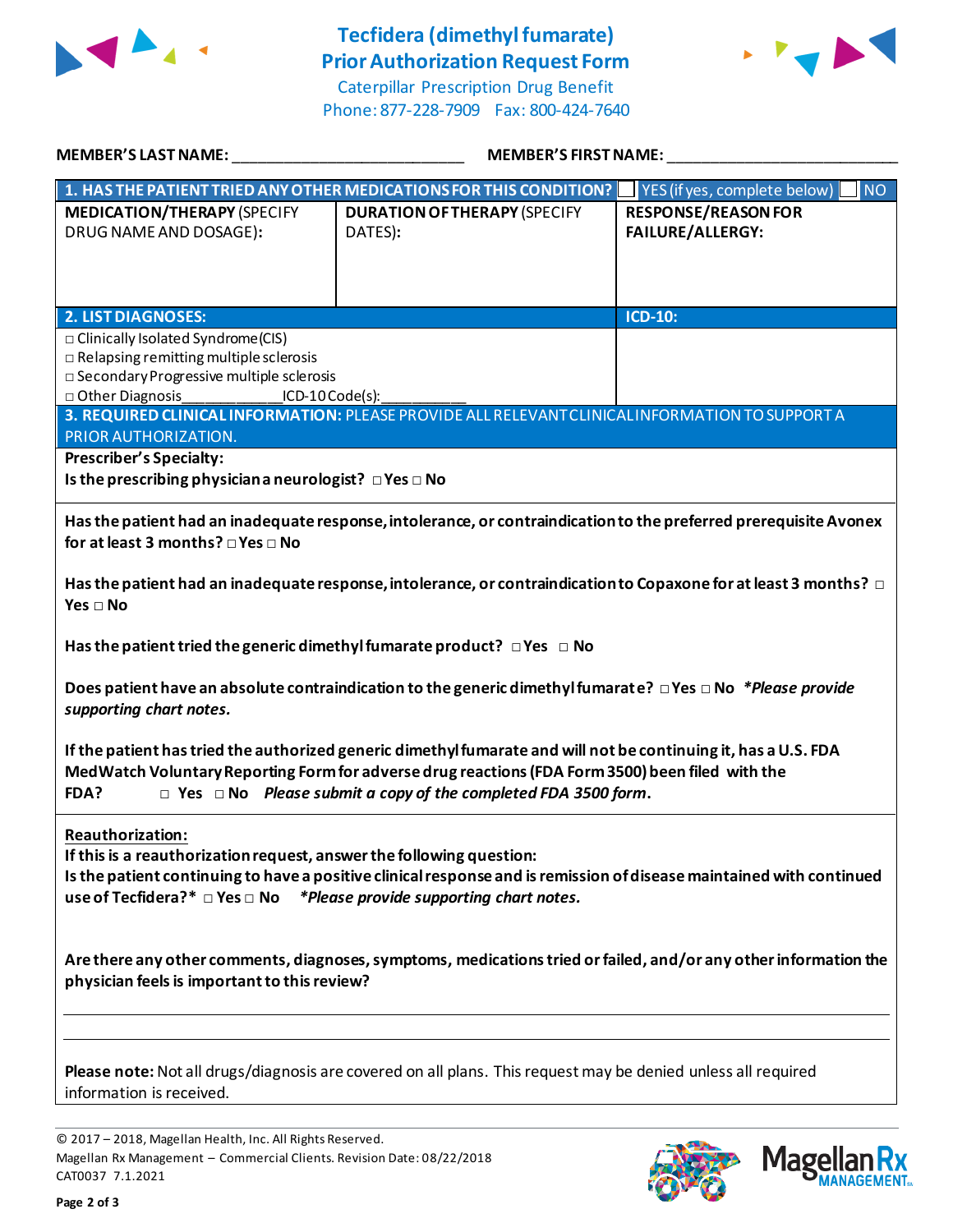# Tecfidera (dimethyl fumarate) Prior Authorization Request Form

Caterpillar Prescription Drug Benefit
Phone: 877-228-7909 Fax: 800-424-7640

**MEMBER'S LAST NAME:** ___________________________ **MEMBER'S FIRST NAME:** ___________________________

| **1. HAS THE PATIENT TRIED ANY OTHER MEDICATIONS FOR THIS CONDITION?** | | ☐ YES (if yes, complete below) ☐ NO |
|---|---|---|
| **MEDICATION/THERAPY** (SPECIFY DRUG NAME AND DOSAGE): | **DURATION OF THERAPY** (SPECIFY DATES): | **RESPONSE/REASON FOR FAILURE/ALLERGY:** |
| | | |

| **2. LIST DIAGNOSES:** | **ICD-10:** |
|---|---|
| □ Clinically Isolated Syndrome (CIS)<br>□ Relapsing remitting multiple sclerosis<br>□ Secondary Progressive multiple sclerosis<br>□ Other Diagnosis__________ICD-10 Code(s):__________ | |

**3. REQUIRED CLINICAL INFORMATION:** PLEASE PROVIDE ALL RELEVANT CLINICAL INFORMATION TO SUPPORT A PRIOR AUTHORIZATION.

**Prescriber's Specialty:**
**Is the prescribing physician a neurologist? □ Yes □ No**

**Has the patient had an inadequate response, intolerance, or contraindication to the preferred prerequisite Avonex for at least 3 months? □ Yes □ No**

**Has the patient had an inadequate response, intolerance, or contraindication to Copaxone for at least 3 months? □ Yes □ No**

**Has the patient tried the generic dimethyl fumarate product? □ Yes □ No**

**Does patient have an absolute contraindication to the generic dimethyl fumarate? □ Yes □ No** ***Please provide supporting chart notes.***

**If the patient has tried the authorized generic dimethyl fumarate and will not be continuing it, has a U.S. FDA MedWatch Voluntary Reporting Form for adverse drug reactions (FDA Form 3500) been filed with the FDA? □ Yes □ No** ***Please submit a copy of the completed FDA 3500 form.***

**Reauthorization:**
**If this is a reauthorization request, answer the following question:**
**Is the patient continuing to have a positive clinical response and is remission of disease maintained with continued use of Tecfidera?* □ Yes □ No** ***Please provide supporting chart notes.***

**Are there any other comments, diagnoses, symptoms, medications tried or failed, and/or any other information the physician feels is important to this review?**

___________________________________________________________________________

___________________________________________________________________________

**Please note:** Not all drugs/diagnosis are covered on all plans. This request may be denied unless all required information is received.

© 2017 – 2018, Magellan Health, Inc. All Rights Reserved.
Magellan Rx Management – Commercial Clients. Revision Date: 08/22/2018
CAT0037 7.1.2021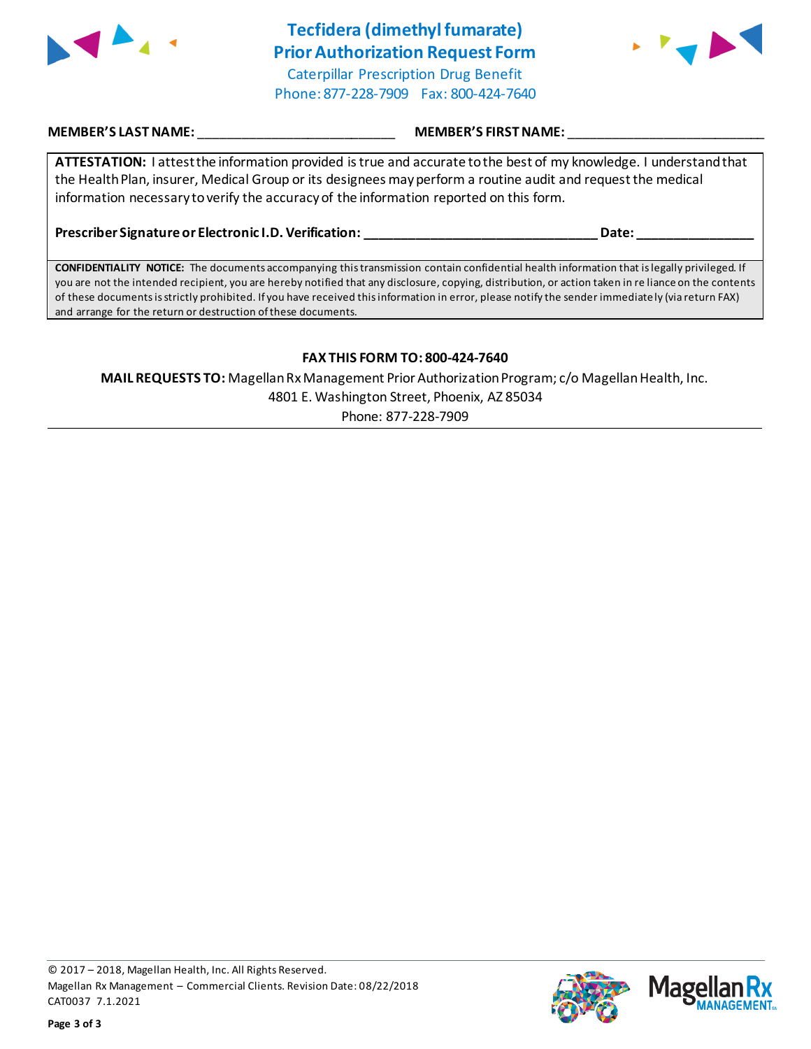**MEMBER'S LAST NAME:** ___________________________ **MEMBER'S FIRST NAME:** ___________________________

**ATTESTATION:** I attest the information provided is true and accurate to the best of my knowledge. I understand that the Health Plan, insurer, Medical Group or its designees may perform a routine audit and request the medical information necessary to verify the accuracy of the information reported on this form.

**Prescriber Signature or Electronic I.D. Verification:** ________________________________ **Date:** ________________

**CONFIDENTIALITY NOTICE:** The documents accompanying this transmission contain confidential health information that is legally privileged. If you are not the intended recipient, you are hereby notified that any disclosure, copying, distribution, or action taken in reliance on the contents of these documents is strictly prohibited. If you have received this information in error, please notify the sender immediately (via return FAX) and arrange for the return or destruction of these documents.

**FAX THIS FORM TO: 800-424-7640**

**MAIL REQUESTS TO:** Magellan Rx Management Prior Authorization Program; c/o Magellan Health, Inc.
4801 E. Washington Street, Phoenix, AZ 85034
Phone: 877-228-7909

© 2017 – 2018, Magellan Health, Inc. All Rights Reserved.
Magellan Rx Management – Commercial Clients. Revision Date: 08/22/2018
CAT0037 7.1.2021